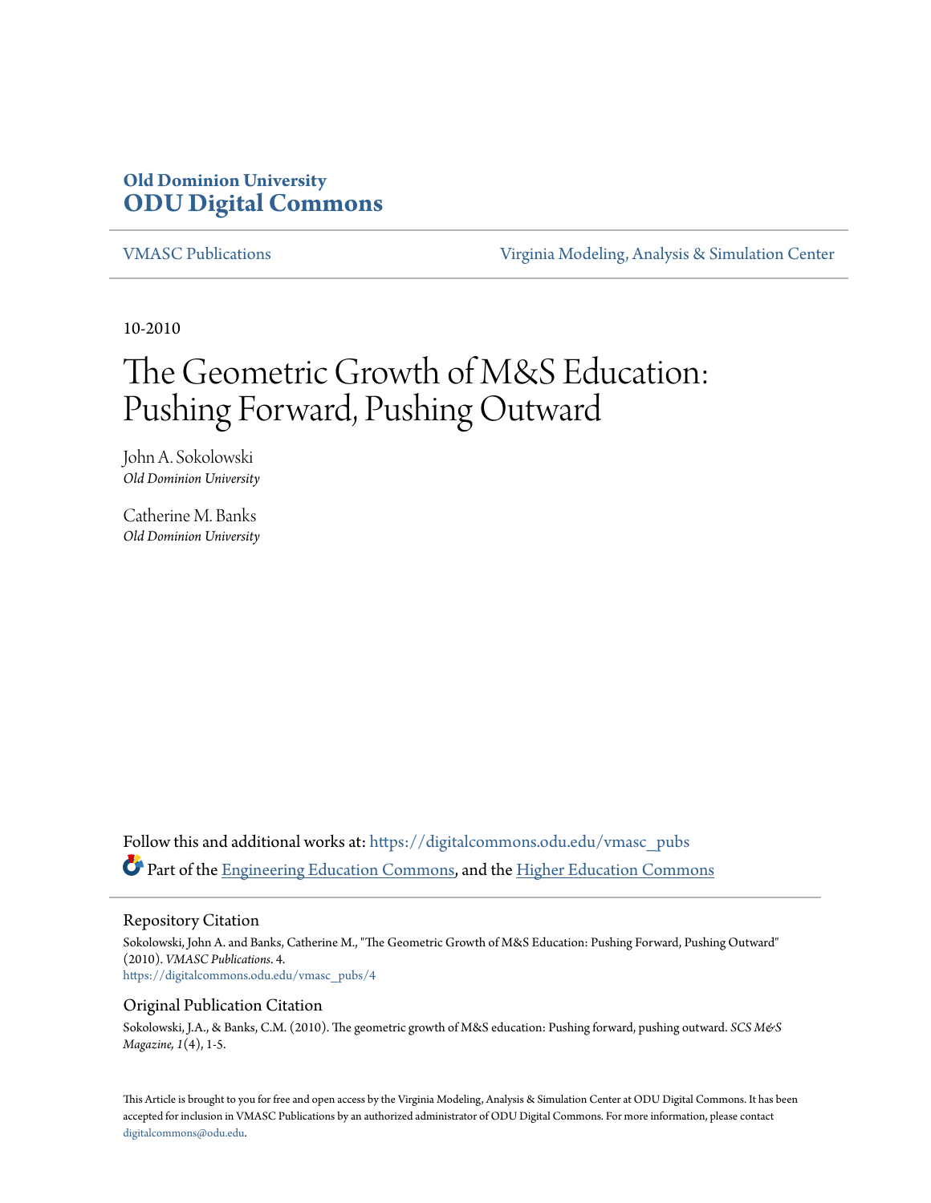# Old Dominion University
# ODU Digital Commons

VMASC Publications

Virginia Modeling, Analysis & Simulation Center

10-2010

# The Geometric Growth of M&S Education: Pushing Forward, Pushing Outward

John A. Sokolowski
*Old Dominion University*

Catherine M. Banks
*Old Dominion University*

Follow this and additional works at: https://digitalcommons.odu.edu/vmasc_pubs

Part of the Engineering Education Commons, and the Higher Education Commons

## Repository Citation

Sokolowski, John A. and Banks, Catherine M., "The Geometric Growth of M&S Education: Pushing Forward, Pushing Outward" (2010). *VMASC Publications*. 4.
https://digitalcommons.odu.edu/vmasc_pubs/4

## Original Publication Citation

Sokolowski, J.A., & Banks, C.M. (2010). The geometric growth of M&S education: Pushing forward, pushing outward. *SCS M&S Magazine, 1*(4), 1-5.

This Article is brought to you for free and open access by the Virginia Modeling, Analysis & Simulation Center at ODU Digital Commons. It has been accepted for inclusion in VMASC Publications by an authorized administrator of ODU Digital Commons. For more information, please contact digitalcommons@odu.edu.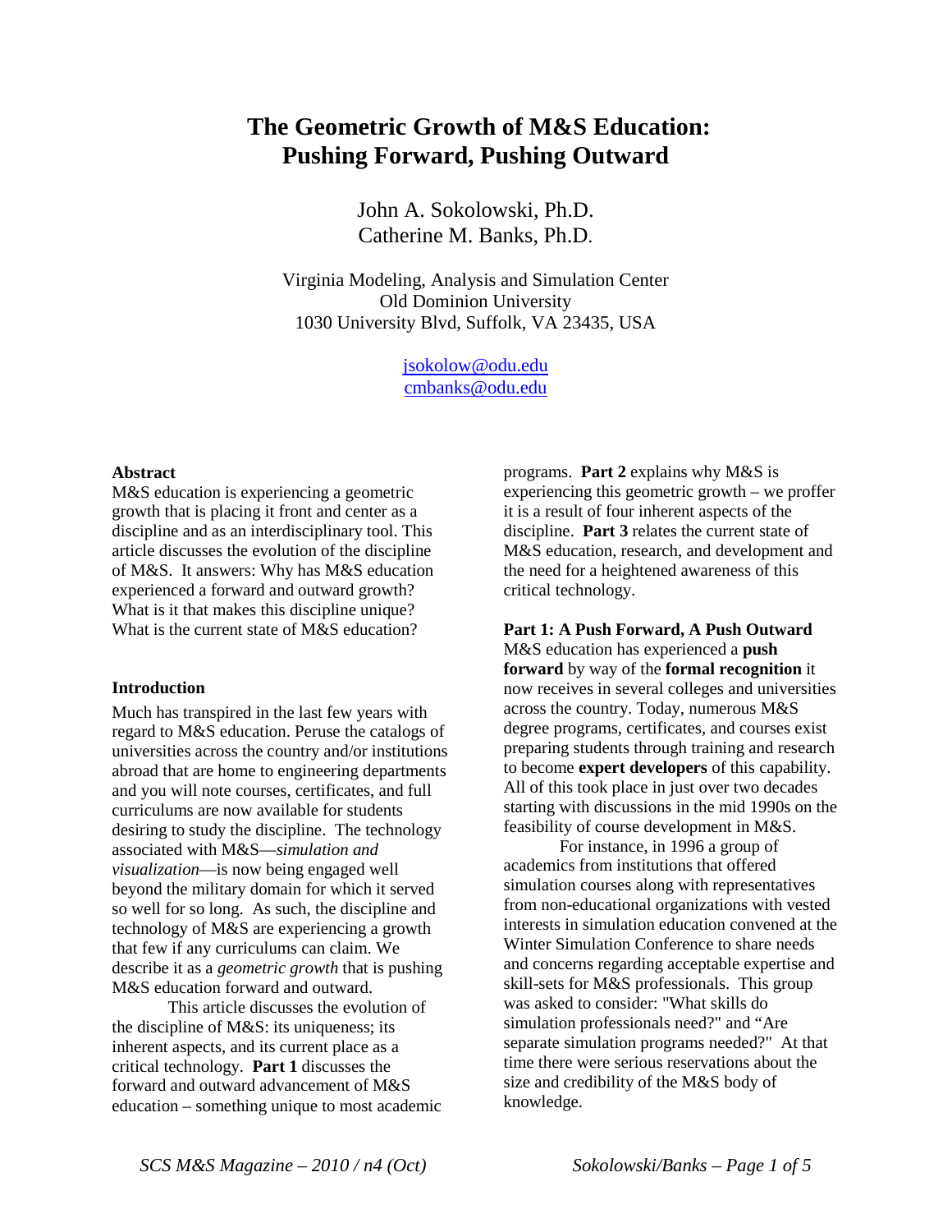# The Geometric Growth of M&S Education: Pushing Forward, Pushing Outward

John A. Sokolowski, Ph.D.
Catherine M. Banks, Ph.D.

Virginia Modeling, Analysis and Simulation Center
Old Dominion University
1030 University Blvd, Suffolk, VA 23435, USA

jsokolow@odu.edu
cmbanks@odu.edu

### Abstract

M&S education is experiencing a geometric growth that is placing it front and center as a discipline and as an interdisciplinary tool. This article discusses the evolution of the discipline of M&S. It answers: Why has M&S education experienced a forward and outward growth? What is it that makes this discipline unique? What is the current state of M&S education?

### Introduction

Much has transpired in the last few years with regard to M&S education. Peruse the catalogs of universities across the country and/or institutions abroad that are home to engineering departments and you will note courses, certificates, and full curriculums are now available for students desiring to study the discipline. The technology associated with M&S—*simulation and visualization*—is now being engaged well beyond the military domain for which it served so well for so long. As such, the discipline and technology of M&S are experiencing a growth that few if any curriculums can claim. We describe it as a *geometric growth* that is pushing M&S education forward and outward.

This article discusses the evolution of the discipline of M&S: its uniqueness; its inherent aspects, and its current place as a critical technology. **Part 1** discusses the forward and outward advancement of M&S education – something unique to most academic programs. **Part 2** explains why M&S is experiencing this geometric growth – we proffer it is a result of four inherent aspects of the discipline. **Part 3** relates the current state of M&S education, research, and development and the need for a heightened awareness of this critical technology.

### Part 1: A Push Forward, A Push Outward

M&S education has experienced a **push forward** by way of the **formal recognition** it now receives in several colleges and universities across the country. Today, numerous M&S degree programs, certificates, and courses exist preparing students through training and research to become **expert developers** of this capability. All of this took place in just over two decades starting with discussions in the mid 1990s on the feasibility of course development in M&S.

For instance, in 1996 a group of academics from institutions that offered simulation courses along with representatives from non-educational organizations with vested interests in simulation education convened at the Winter Simulation Conference to share needs and concerns regarding acceptable expertise and skill-sets for M&S professionals. This group was asked to consider: "What skills do simulation professionals need?" and "Are separate simulation programs needed?" At that time there were serious reservations about the size and credibility of the M&S body of knowledge.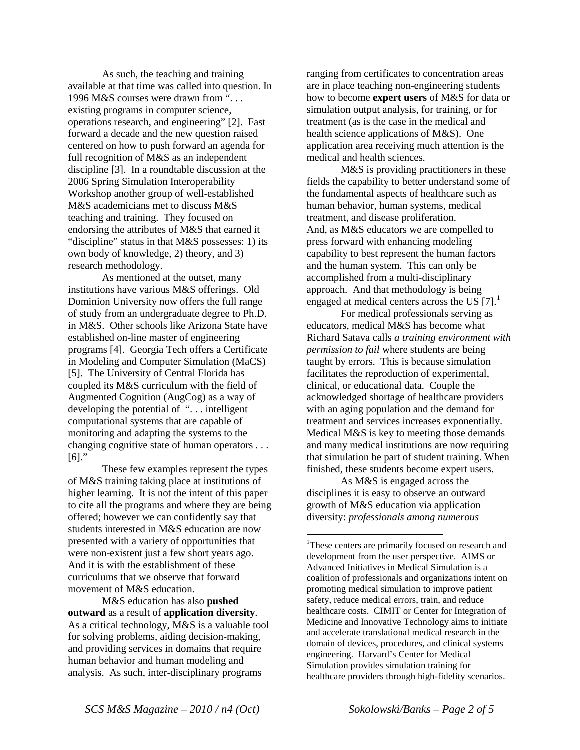As such, the teaching and training available at that time was called into question. In 1996 M&S courses were drawn from ". . . existing programs in computer science, operations research, and engineering" [2]. Fast forward a decade and the new question raised centered on how to push forward an agenda for full recognition of M&S as an independent discipline [3]. In a roundtable discussion at the 2006 Spring Simulation Interoperability Workshop another group of well-established M&S academicians met to discuss M&S teaching and training. They focused on endorsing the attributes of M&S that earned it "discipline" status in that M&S possesses: 1) its own body of knowledge, 2) theory, and 3) research methodology.

As mentioned at the outset, many institutions have various M&S offerings. Old Dominion University now offers the full range of study from an undergraduate degree to Ph.D. in M&S. Other schools like Arizona State have established on-line master of engineering programs [4]. Georgia Tech offers a Certificate in Modeling and Computer Simulation (MaCS) [5]. The University of Central Florida has coupled its M&S curriculum with the field of Augmented Cognition (AugCog) as a way of developing the potential of ". . . intelligent computational systems that are capable of monitoring and adapting the systems to the changing cognitive state of human operators . . . [6]."

These few examples represent the types of M&S training taking place at institutions of higher learning. It is not the intent of this paper to cite all the programs and where they are being offered; however we can confidently say that students interested in M&S education are now presented with a variety of opportunities that were non-existent just a few short years ago. And it is with the establishment of these curriculums that we observe that forward movement of M&S education.

M&S education has also **pushed outward** as a result of **application diversity**. As a critical technology, M&S is a valuable tool for solving problems, aiding decision-making, and providing services in domains that require human behavior and human modeling and analysis. As such, inter-disciplinary programs ranging from certificates to concentration areas are in place teaching non-engineering students how to become **expert users** of M&S for data or simulation output analysis, for training, or for treatment (as is the case in the medical and health science applications of M&S). One application area receiving much attention is the medical and health sciences.

M&S is providing practitioners in these fields the capability to better understand some of the fundamental aspects of healthcare such as human behavior, human systems, medical treatment, and disease proliferation. And, as M&S educators we are compelled to press forward with enhancing modeling capability to best represent the human factors and the human system. This can only be accomplished from a multi-disciplinary approach. And that methodology is being engaged at medical centers across the US [7].[1]

For medical professionals serving as educators, medical M&S has become what Richard Satava calls *a training environment with permission to fail* where students are being taught by errors. This is because simulation facilitates the reproduction of experimental, clinical, or educational data. Couple the acknowledged shortage of healthcare providers with an aging population and the demand for treatment and services increases exponentially. Medical M&S is key to meeting those demands and many medical institutions are now requiring that simulation be part of student training. When finished, these students become expert users.

As M&S is engaged across the disciplines it is easy to observe an outward growth of M&S education via application diversity: *professionals among numerous*

[1] These centers are primarily focused on research and development from the user perspective. AIMS or Advanced Initiatives in Medical Simulation is a coalition of professionals and organizations intent on promoting medical simulation to improve patient safety, reduce medical errors, train, and reduce healthcare costs. CIMIT or Center for Integration of Medicine and Innovative Technology aims to initiate and accelerate translational medical research in the domain of devices, procedures, and clinical systems engineering. Harvard's Center for Medical Simulation provides simulation training for healthcare providers through high-fidelity scenarios.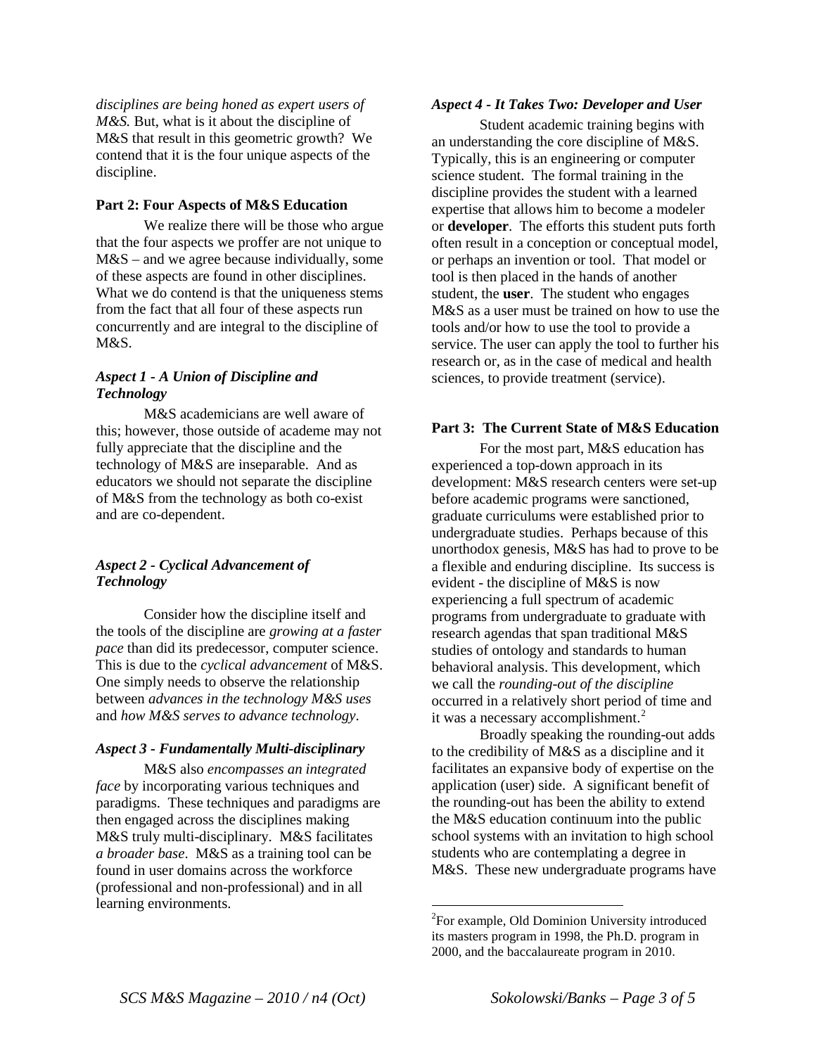*disciplines are being honed as expert users of M&S.* But, what is it about the discipline of M&S that result in this geometric growth? We contend that it is the four unique aspects of the discipline.

### Part 2: Four Aspects of M&S Education

We realize there will be those who argue that the four aspects we proffer are not unique to M&S – and we agree because individually, some of these aspects are found in other disciplines. What we do contend is that the uniqueness stems from the fact that all four of these aspects run concurrently and are integral to the discipline of M&S.

#### *Aspect 1 - A Union of Discipline and Technology*

M&S academicians are well aware of this; however, those outside of academe may not fully appreciate that the discipline and the technology of M&S are inseparable. And as educators we should not separate the discipline of M&S from the technology as both co-exist and are co-dependent.

#### *Aspect 2 - Cyclical Advancement of Technology*

Consider how the discipline itself and the tools of the discipline are *growing at a faster pace* than did its predecessor, computer science. This is due to the *cyclical advancement* of M&S. One simply needs to observe the relationship between *advances in the technology M&S uses* and *how M&S serves to advance technology*.

#### *Aspect 3 - Fundamentally Multi-disciplinary*

M&S also *encompasses an integrated face* by incorporating various techniques and paradigms. These techniques and paradigms are then engaged across the disciplines making M&S truly multi-disciplinary. M&S facilitates *a broader base*. M&S as a training tool can be found in user domains across the workforce (professional and non-professional) and in all learning environments.

#### *Aspect 4 - It Takes Two: Developer and User*

Student academic training begins with an understanding the core discipline of M&S. Typically, this is an engineering or computer science student. The formal training in the discipline provides the student with a learned expertise that allows him to become a modeler or **developer**. The efforts this student puts forth often result in a conception or conceptual model, or perhaps an invention or tool. That model or tool is then placed in the hands of another student, the **user**. The student who engages M&S as a user must be trained on how to use the tools and/or how to use the tool to provide a service. The user can apply the tool to further his research or, as in the case of medical and health sciences, to provide treatment (service).

### Part 3: The Current State of M&S Education

For the most part, M&S education has experienced a top-down approach in its development: M&S research centers were set-up before academic programs were sanctioned, graduate curriculums were established prior to undergraduate studies. Perhaps because of this unorthodox genesis, M&S has had to prove to be a flexible and enduring discipline. Its success is evident - the discipline of M&S is now experiencing a full spectrum of academic programs from undergraduate to graduate with research agendas that span traditional M&S studies of ontology and standards to human behavioral analysis. This development, which we call the *rounding-out of the discipline* occurred in a relatively short period of time and it was a necessary accomplishment.[2]

Broadly speaking the rounding-out adds to the credibility of M&S as a discipline and it facilitates an expansive body of expertise on the application (user) side. A significant benefit of the rounding-out has been the ability to extend the M&S education continuum into the public school systems with an invitation to high school students who are contemplating a degree in M&S. These new undergraduate programs have

---

[2] For example, Old Dominion University introduced its masters program in 1998, the Ph.D. program in 2000, and the baccalaureate program in 2010.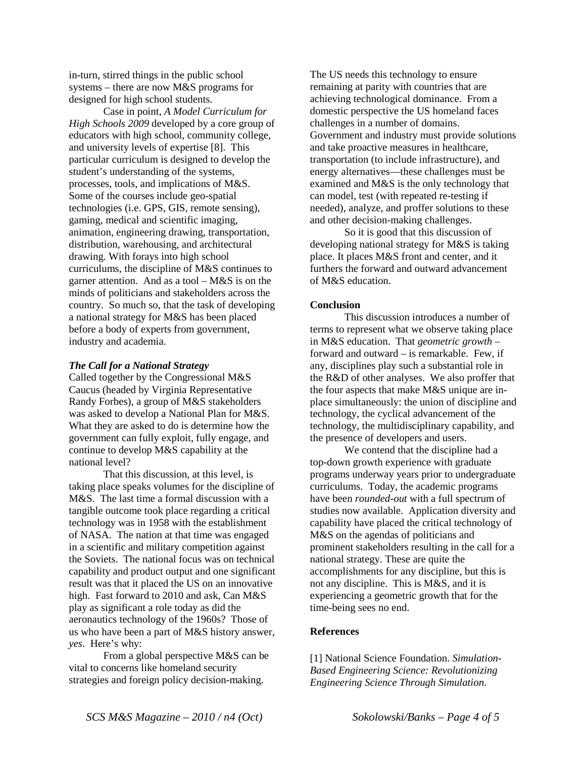in-turn, stirred things in the public school systems – there are now M&S programs for designed for high school students.

Case in point, *A Model Curriculum for High Schools 2009* developed by a core group of educators with high school, community college, and university levels of expertise [8]. This particular curriculum is designed to develop the student's understanding of the systems, processes, tools, and implications of M&S. Some of the courses include geo-spatial technologies (i.e. GPS, GIS, remote sensing), gaming, medical and scientific imaging, animation, engineering drawing, transportation, distribution, warehousing, and architectural drawing. With forays into high school curriculums, the discipline of M&S continues to garner attention. And as a tool – M&S is on the minds of politicians and stakeholders across the country. So much so, that the task of developing a national strategy for M&S has been placed before a body of experts from government, industry and academia.

***The Call for a National Strategy***

Called together by the Congressional M&S Caucus (headed by Virginia Representative Randy Forbes), a group of M&S stakeholders was asked to develop a National Plan for M&S. What they are asked to do is determine how the government can fully exploit, fully engage, and continue to develop M&S capability at the national level?

That this discussion, at this level, is taking place speaks volumes for the discipline of M&S. The last time a formal discussion with a tangible outcome took place regarding a critical technology was in 1958 with the establishment of NASA. The nation at that time was engaged in a scientific and military competition against the Soviets. The national focus was on technical capability and product output and one significant result was that it placed the US on an innovative high. Fast forward to 2010 and ask, Can M&S play as significant a role today as did the aeronautics technology of the 1960s? Those of us who have been a part of M&S history answer, *yes*. Here's why:

From a global perspective M&S can be vital to concerns like homeland security strategies and foreign policy decision-making. The US needs this technology to ensure remaining at parity with countries that are achieving technological dominance. From a domestic perspective the US homeland faces challenges in a number of domains. Government and industry must provide solutions and take proactive measures in healthcare, transportation (to include infrastructure), and energy alternatives—these challenges must be examined and M&S is the only technology that can model, test (with repeated re-testing if needed), analyze, and proffer solutions to these and other decision-making challenges.

So it is good that this discussion of developing national strategy for M&S is taking place. It places M&S front and center, and it furthers the forward and outward advancement of M&S education.

**Conclusion**

This discussion introduces a number of terms to represent what we observe taking place in M&S education. That *geometric growth* – forward and outward – is remarkable. Few, if any, disciplines play such a substantial role in the R&D of other analyses. We also proffer that the four aspects that make M&S unique are in-place simultaneously: the union of discipline and technology, the cyclical advancement of the technology, the multidisciplinary capability, and the presence of developers and users.

We contend that the discipline had a top-down growth experience with graduate programs underway years prior to undergraduate curriculums. Today, the academic programs have been *rounded-out* with a full spectrum of studies now available. Application diversity and capability have placed the critical technology of M&S on the agendas of politicians and prominent stakeholders resulting in the call for a national strategy. These are quite the accomplishments for any discipline, but this is not any discipline. This is M&S, and it is experiencing a geometric growth that for the time-being sees no end.

**References**

[1] National Science Foundation. *Simulation-Based Engineering Science: Revolutionizing Engineering Science Through Simulation*.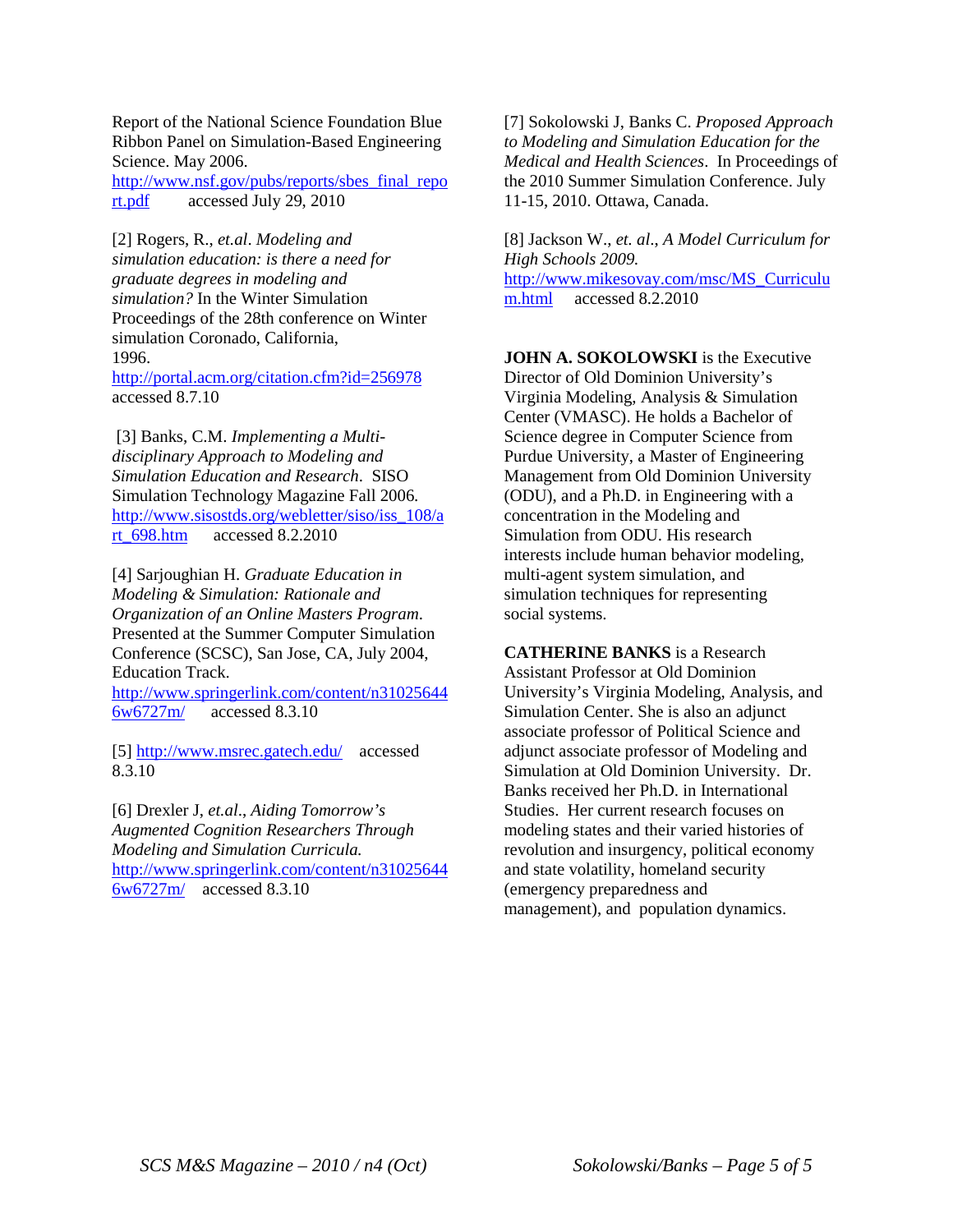Report of the National Science Foundation Blue Ribbon Panel on Simulation-Based Engineering Science. May 2006. http://www.nsf.gov/pubs/reports/sbes_final_report.pdf accessed July 29, 2010

[2] Rogers, R., *et.al*. *Modeling and simulation education: is there a need for graduate degrees in modeling and simulation?* In the Winter Simulation Proceedings of the 28th conference on Winter simulation Coronado, California, 1996. http://portal.acm.org/citation.cfm?id=256978 accessed 8.7.10

[3] Banks, C.M. *Implementing a Multi-disciplinary Approach to Modeling and Simulation Education and Research*. SISO Simulation Technology Magazine Fall 2006. http://www.sisostds.org/webletter/siso/iss_108/art_698.htm accessed 8.2.2010

[4] Sarjoughian H. *Graduate Education in Modeling & Simulation: Rationale and Organization of an Online Masters Program*. Presented at the Summer Computer Simulation Conference (SCSC), San Jose, CA, July 2004, Education Track. http://www.springerlink.com/content/n310256446w6727m/ accessed 8.3.10

[5] http://www.msrec.gatech.edu/ accessed 8.3.10

[6] Drexler J, *et.al*., *Aiding Tomorrow's Augmented Cognition Researchers Through Modeling and Simulation Curricula.* http://www.springerlink.com/content/n310256446w6727m/ accessed 8.3.10

[7] Sokolowski J, Banks C. *Proposed Approach to Modeling and Simulation Education for the Medical and Health Sciences*. In Proceedings of the 2010 Summer Simulation Conference. July 11-15, 2010. Ottawa, Canada.

[8] Jackson W., *et. al., A Model Curriculum for High Schools 2009.* http://www.mikesovay.com/msc/MS_Curriculum.html accessed 8.2.2010

**JOHN A. SOKOLOWSKI** is the Executive Director of Old Dominion University's Virginia Modeling, Analysis & Simulation Center (VMASC). He holds a Bachelor of Science degree in Computer Science from Purdue University, a Master of Engineering Management from Old Dominion University (ODU), and a Ph.D. in Engineering with a concentration in the Modeling and Simulation from ODU. His research interests include human behavior modeling, multi-agent system simulation, and simulation techniques for representing social systems.

**CATHERINE BANKS** is a Research Assistant Professor at Old Dominion University's Virginia Modeling, Analysis, and Simulation Center. She is also an adjunct associate professor of Political Science and adjunct associate professor of Modeling and Simulation at Old Dominion University. Dr. Banks received her Ph.D. in International Studies. Her current research focuses on modeling states and their varied histories of revolution and insurgency, political economy and state volatility, homeland security (emergency preparedness and management), and population dynamics.